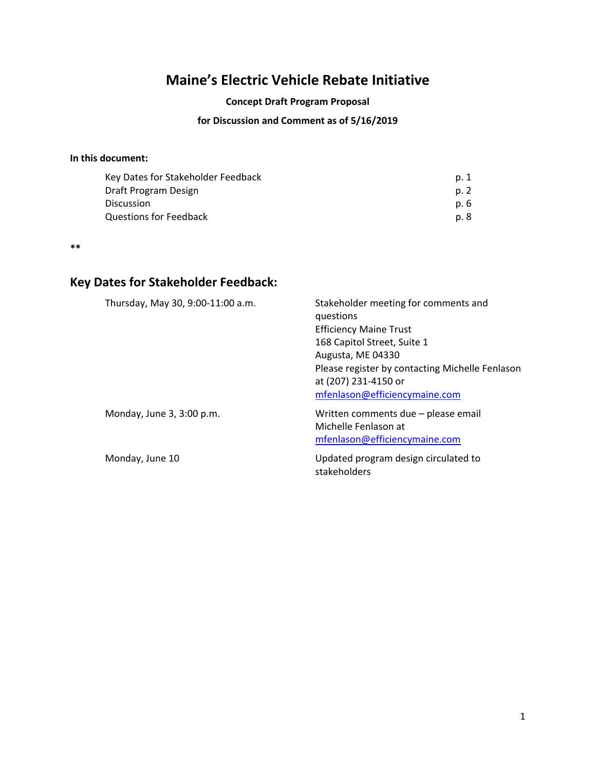# Maine's Electric Vehicle Rebate Initiative

**Concept Draft Program Proposal**

**for Discussion and Comment as of 5/16/2019**

**In this document:**

| | |
|---|---|
| Key Dates for Stakeholder Feedback | p. 1 |
| Draft Program Design | p. 2 |
| Discussion | p. 6 |
| Questions for Feedback | p. 8 |

**

## Key Dates for Stakeholder Feedback:

| | |
|---|---|
| Thursday, May 30, 9:00-11:00 a.m. | Stakeholder meeting for comments and questions<br>Efficiency Maine Trust<br>168 Capitol Street, Suite 1<br>Augusta, ME 04330<br>Please register by contacting Michelle Fenlason at (207) 231-4150 or mfenlason@efficiencymaine.com |
| Monday, June 3, 3:00 p.m. | Written comments due – please email Michelle Fenlason at mfenlason@efficiencymaine.com |
| Monday, June 10 | Updated program design circulated to stakeholders |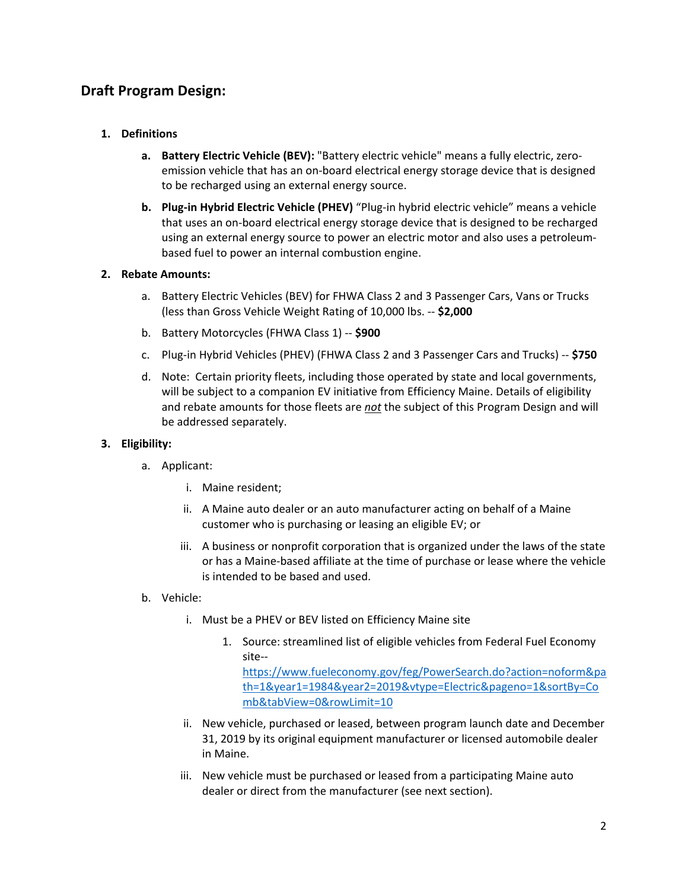## Draft Program Design:

1. **Definitions**

   a. **Battery Electric Vehicle (BEV):** "Battery electric vehicle" means a fully electric, zero-emission vehicle that has an on-board electrical energy storage device that is designed to be recharged using an external energy source.

   b. **Plug-in Hybrid Electric Vehicle (PHEV)** "Plug-in hybrid electric vehicle" means a vehicle that uses an on-board electrical energy storage device that is designed to be recharged using an external energy source to power an electric motor and also uses a petroleum-based fuel to power an internal combustion engine.

2. **Rebate Amounts:**

   a. Battery Electric Vehicles (BEV) for FHWA Class 2 and 3 Passenger Cars, Vans or Trucks (less than Gross Vehicle Weight Rating of 10,000 lbs. -- **$2,000**

   b. Battery Motorcycles (FHWA Class 1) -- **$900**

   c. Plug-in Hybrid Vehicles (PHEV) (FHWA Class 2 and 3 Passenger Cars and Trucks) -- **$750**

   d. Note: Certain priority fleets, including those operated by state and local governments, will be subject to a companion EV initiative from Efficiency Maine. Details of eligibility and rebate amounts for those fleets are *not* the subject of this Program Design and will be addressed separately.

3. **Eligibility:**

   a. Applicant:

      i. Maine resident;

      ii. A Maine auto dealer or an auto manufacturer acting on behalf of a Maine customer who is purchasing or leasing an eligible EV; or

      iii. A business or nonprofit corporation that is organized under the laws of the state or has a Maine-based affiliate at the time of purchase or lease where the vehicle is intended to be based and used.

   b. Vehicle:

      i. Must be a PHEV or BEV listed on Efficiency Maine site

         1. Source: streamlined list of eligible vehicles from Federal Fuel Economy site-- https://www.fueleconomy.gov/feg/PowerSearch.do?action=noform&path=1&year1=1984&year2=2019&vtype=Electric&pageno=1&sortBy=Comb&tabView=0&rowLimit=10

      ii. New vehicle, purchased or leased, between program launch date and December 31, 2019 by its original equipment manufacturer or licensed automobile dealer in Maine.

      iii. New vehicle must be purchased or leased from a participating Maine auto dealer or direct from the manufacturer (see next section).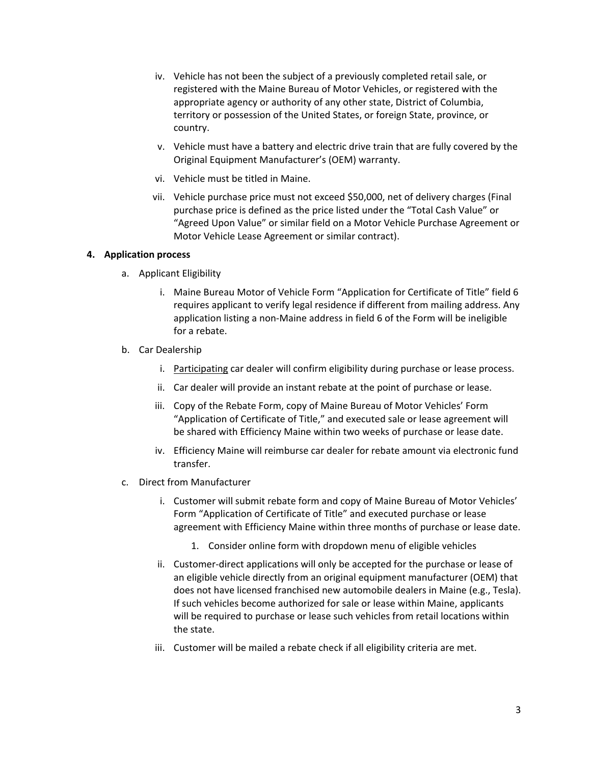iv. Vehicle has not been the subject of a previously completed retail sale, or registered with the Maine Bureau of Motor Vehicles, or registered with the appropriate agency or authority of any other state, District of Columbia, territory or possession of the United States, or foreign State, province, or country.

v. Vehicle must have a battery and electric drive train that are fully covered by the Original Equipment Manufacturer's (OEM) warranty.

vi. Vehicle must be titled in Maine.

vii. Vehicle purchase price must not exceed $50,000, net of delivery charges (Final purchase price is defined as the price listed under the "Total Cash Value" or "Agreed Upon Value" or similar field on a Motor Vehicle Purchase Agreement or Motor Vehicle Lease Agreement or similar contract).

**4. Application process**

a. Applicant Eligibility

i. Maine Bureau Motor of Vehicle Form "Application for Certificate of Title" field 6 requires applicant to verify legal residence if different from mailing address. Any application listing a non-Maine address in field 6 of the Form will be ineligible for a rebate.

b. Car Dealership

i. <u>Participating</u> car dealer will confirm eligibility during purchase or lease process.

ii. Car dealer will provide an instant rebate at the point of purchase or lease.

iii. Copy of the Rebate Form, copy of Maine Bureau of Motor Vehicles' Form "Application of Certificate of Title," and executed sale or lease agreement will be shared with Efficiency Maine within two weeks of purchase or lease date.

iv. Efficiency Maine will reimburse car dealer for rebate amount via electronic fund transfer.

c. Direct from Manufacturer

i. Customer will submit rebate form and copy of Maine Bureau of Motor Vehicles' Form "Application of Certificate of Title" and executed purchase or lease agreement with Efficiency Maine within three months of purchase or lease date.

1. Consider online form with dropdown menu of eligible vehicles

ii. Customer-direct applications will only be accepted for the purchase or lease of an eligible vehicle directly from an original equipment manufacturer (OEM) that does not have licensed franchised new automobile dealers in Maine (e.g., Tesla). If such vehicles become authorized for sale or lease within Maine, applicants will be required to purchase or lease such vehicles from retail locations within the state.

iii. Customer will be mailed a rebate check if all eligibility criteria are met.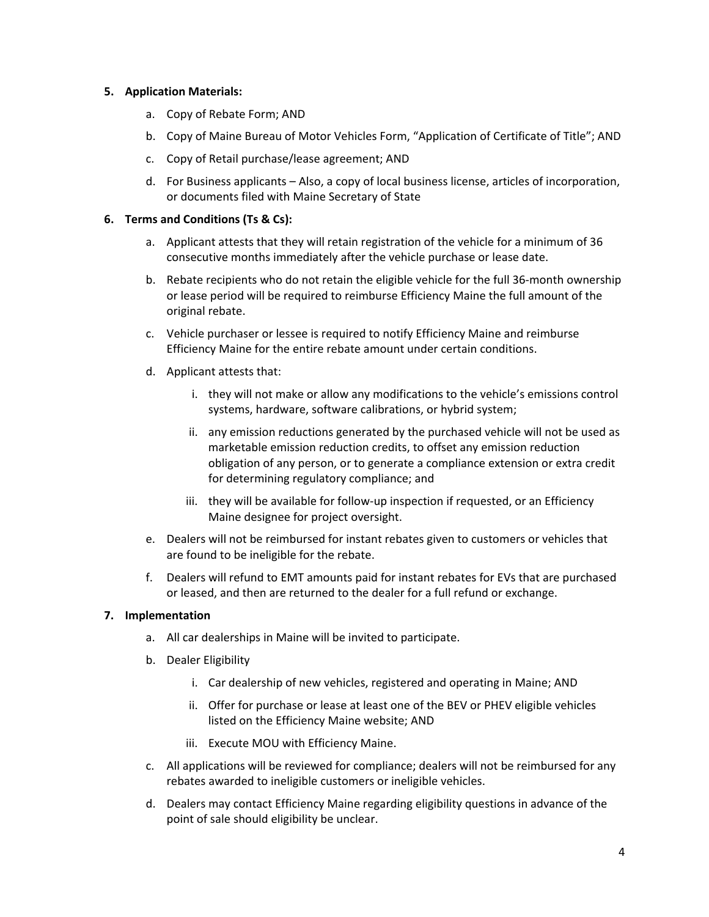5. **Application Materials:**
    a. Copy of Rebate Form; AND
    b. Copy of Maine Bureau of Motor Vehicles Form, “Application of Certificate of Title”; AND
    c. Copy of Retail purchase/lease agreement; AND
    d. For Business applicants – Also, a copy of local business license, articles of incorporation, or documents filed with Maine Secretary of State

6. **Terms and Conditions (Ts & Cs):**
    a. Applicant attests that they will retain registration of the vehicle for a minimum of 36 consecutive months immediately after the vehicle purchase or lease date.
    b. Rebate recipients who do not retain the eligible vehicle for the full 36-month ownership or lease period will be required to reimburse Efficiency Maine the full amount of the original rebate.
    c. Vehicle purchaser or lessee is required to notify Efficiency Maine and reimburse Efficiency Maine for the entire rebate amount under certain conditions.
    d. Applicant attests that:
        i. they will not make or allow any modifications to the vehicle’s emissions control systems, hardware, software calibrations, or hybrid system;
        ii. any emission reductions generated by the purchased vehicle will not be used as marketable emission reduction credits, to offset any emission reduction obligation of any person, or to generate a compliance extension or extra credit for determining regulatory compliance; and
        iii. they will be available for follow-up inspection if requested, or an Efficiency Maine designee for project oversight.
    e. Dealers will not be reimbursed for instant rebates given to customers or vehicles that are found to be ineligible for the rebate.
    f. Dealers will refund to EMT amounts paid for instant rebates for EVs that are purchased or leased, and then are returned to the dealer for a full refund or exchange.

7. **Implementation**
    a. All car dealerships in Maine will be invited to participate.
    b. Dealer Eligibility
        i. Car dealership of new vehicles, registered and operating in Maine; AND
        ii. Offer for purchase or lease at least one of the BEV or PHEV eligible vehicles listed on the Efficiency Maine website; AND
        iii. Execute MOU with Efficiency Maine.
    c. All applications will be reviewed for compliance; dealers will not be reimbursed for any rebates awarded to ineligible customers or ineligible vehicles.
    d. Dealers may contact Efficiency Maine regarding eligibility questions in advance of the point of sale should eligibility be unclear.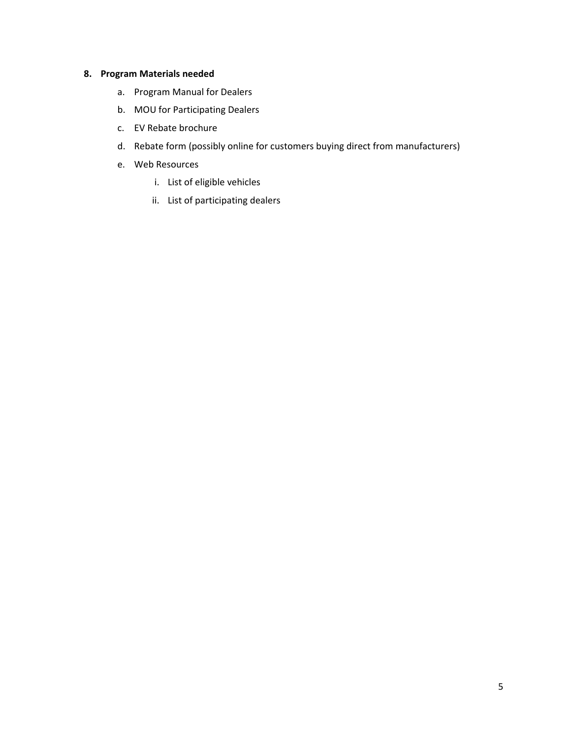**8. Program Materials needed**

a. Program Manual for Dealers

b. MOU for Participating Dealers

c. EV Rebate brochure

d. Rebate form (possibly online for customers buying direct from manufacturers)

e. Web Resources

    i. List of eligible vehicles

    ii. List of participating dealers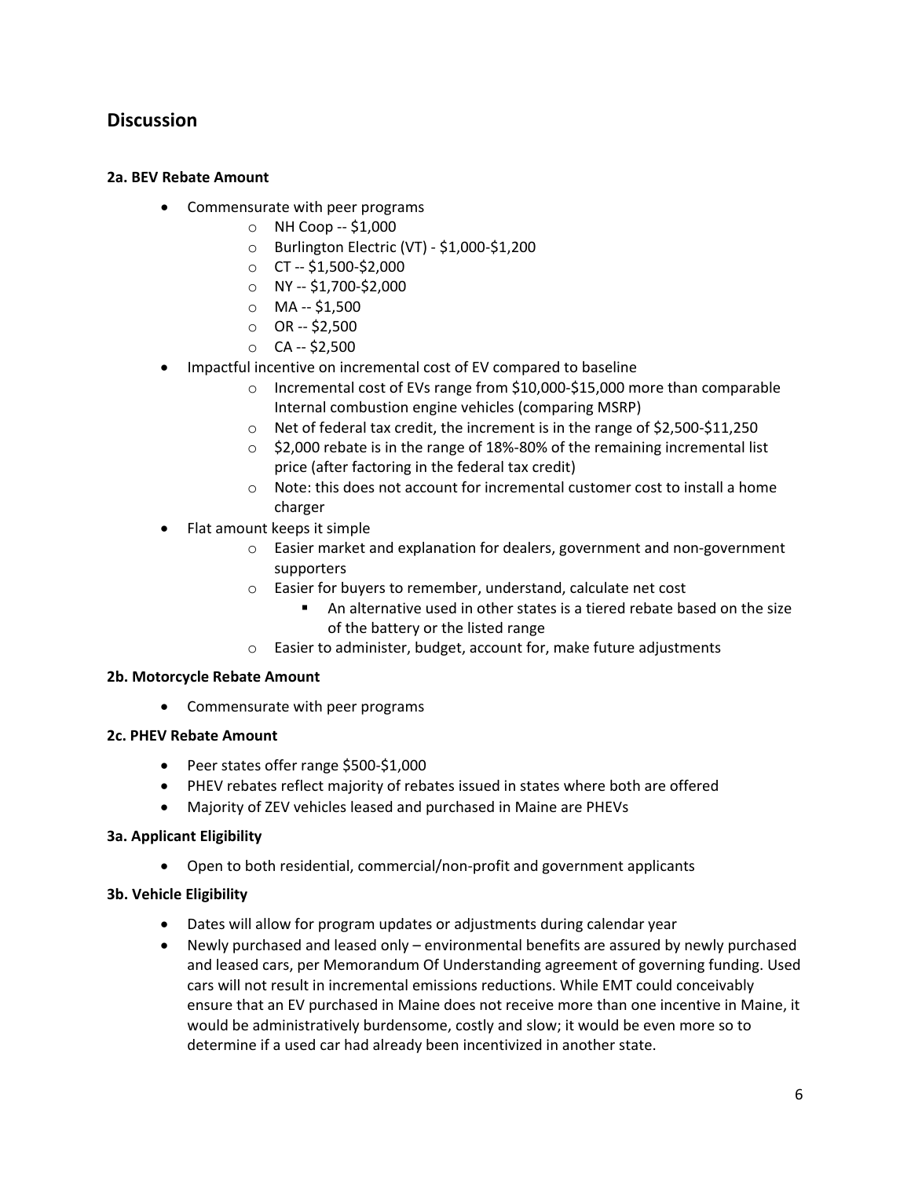## Discussion

**2a. BEV Rebate Amount**

- Commensurate with peer programs
  - NH Coop -- $1,000
  - Burlington Electric (VT) - $1,000-$1,200
  - CT -- $1,500-$2,000
  - NY -- $1,700-$2,000
  - MA -- $1,500
  - OR -- $2,500
  - CA -- $2,500
- Impactful incentive on incremental cost of EV compared to baseline
  - Incremental cost of EVs range from $10,000-$15,000 more than comparable Internal combustion engine vehicles (comparing MSRP)
  - Net of federal tax credit, the increment is in the range of $2,500-$11,250
  - $2,000 rebate is in the range of 18%-80% of the remaining incremental list price (after factoring in the federal tax credit)
  - Note: this does not account for incremental customer cost to install a home charger
- Flat amount keeps it simple
  - Easier market and explanation for dealers, government and non-government supporters
  - Easier for buyers to remember, understand, calculate net cost
    - An alternative used in other states is a tiered rebate based on the size of the battery or the listed range
  - Easier to administer, budget, account for, make future adjustments

**2b. Motorcycle Rebate Amount**

- Commensurate with peer programs

**2c. PHEV Rebate Amount**

- Peer states offer range $500-$1,000
- PHEV rebates reflect majority of rebates issued in states where both are offered
- Majority of ZEV vehicles leased and purchased in Maine are PHEVs

**3a. Applicant Eligibility**

- Open to both residential, commercial/non-profit and government applicants

**3b. Vehicle Eligibility**

- Dates will allow for program updates or adjustments during calendar year
- Newly purchased and leased only – environmental benefits are assured by newly purchased and leased cars, per Memorandum Of Understanding agreement of governing funding. Used cars will not result in incremental emissions reductions. While EMT could conceivably ensure that an EV purchased in Maine does not receive more than one incentive in Maine, it would be administratively burdensome, costly and slow; it would be even more so to determine if a used car had already been incentivized in another state.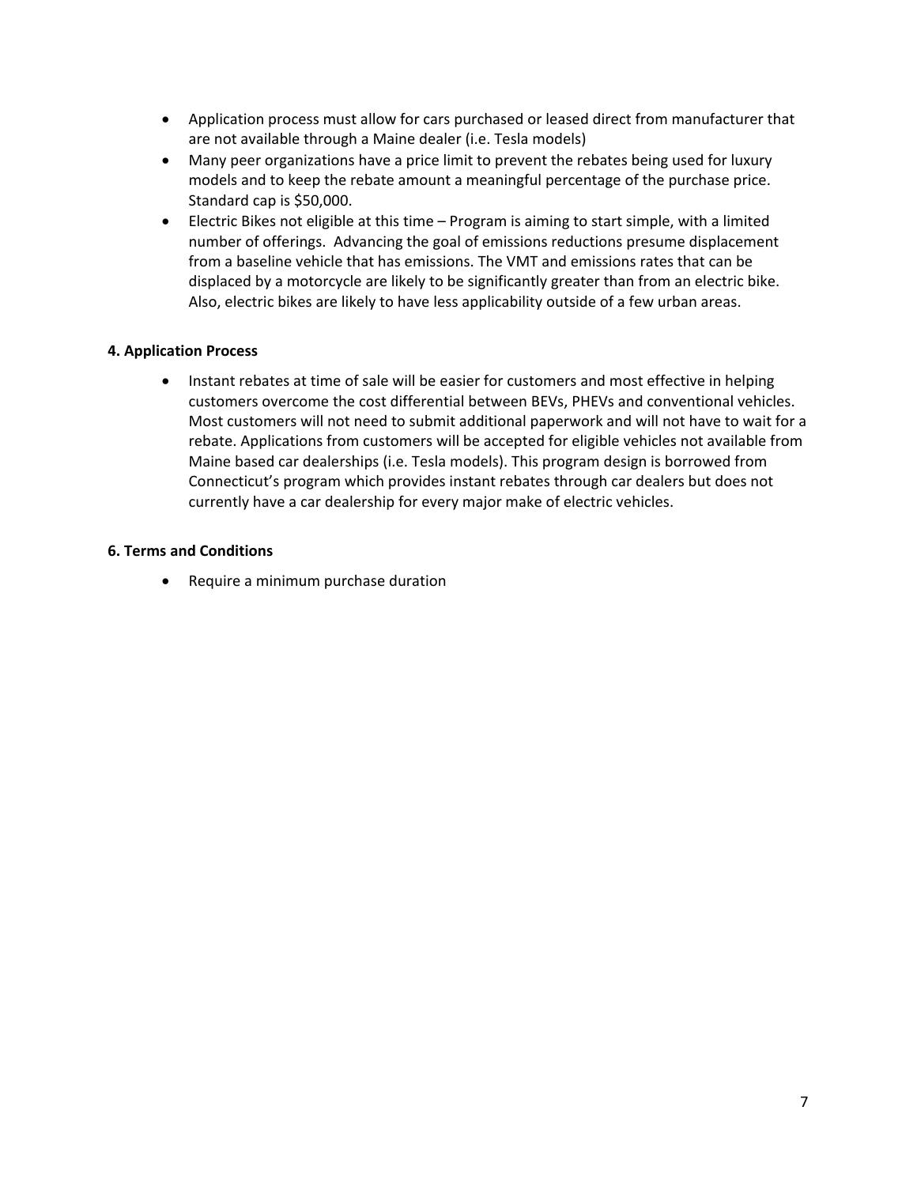- Application process must allow for cars purchased or leased direct from manufacturer that are not available through a Maine dealer (i.e. Tesla models)
- Many peer organizations have a price limit to prevent the rebates being used for luxury models and to keep the rebate amount a meaningful percentage of the purchase price. Standard cap is $50,000.
- Electric Bikes not eligible at this time – Program is aiming to start simple, with a limited number of offerings. Advancing the goal of emissions reductions presume displacement from a baseline vehicle that has emissions. The VMT and emissions rates that can be displaced by a motorcycle are likely to be significantly greater than from an electric bike. Also, electric bikes are likely to have less applicability outside of a few urban areas.

**4. Application Process**

- Instant rebates at time of sale will be easier for customers and most effective in helping customers overcome the cost differential between BEVs, PHEVs and conventional vehicles. Most customers will not need to submit additional paperwork and will not have to wait for a rebate. Applications from customers will be accepted for eligible vehicles not available from Maine based car dealerships (i.e. Tesla models). This program design is borrowed from Connecticut's program which provides instant rebates through car dealers but does not currently have a car dealership for every major make of electric vehicles.

**6. Terms and Conditions**

- Require a minimum purchase duration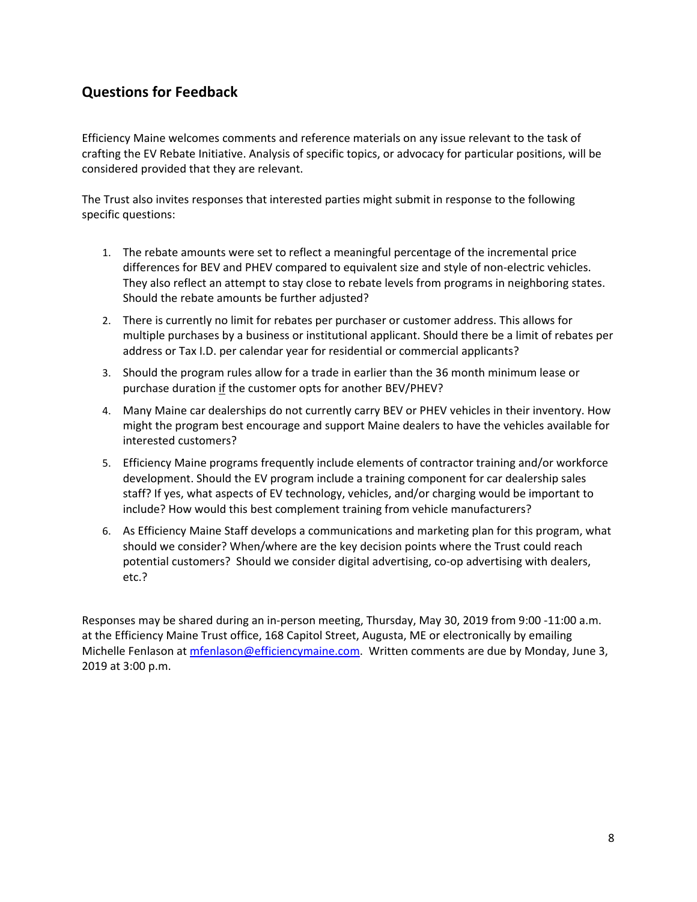## Questions for Feedback

Efficiency Maine welcomes comments and reference materials on any issue relevant to the task of crafting the EV Rebate Initiative. Analysis of specific topics, or advocacy for particular positions, will be considered provided that they are relevant.

The Trust also invites responses that interested parties might submit in response to the following specific questions:

1. The rebate amounts were set to reflect a meaningful percentage of the incremental price differences for BEV and PHEV compared to equivalent size and style of non-electric vehicles. They also reflect an attempt to stay close to rebate levels from programs in neighboring states. Should the rebate amounts be further adjusted?
2. There is currently no limit for rebates per purchaser or customer address. This allows for multiple purchases by a business or institutional applicant. Should there be a limit of rebates per address or Tax I.D. per calendar year for residential or commercial applicants?
3. Should the program rules allow for a trade in earlier than the 36 month minimum lease or purchase duration <u>if</u> the customer opts for another BEV/PHEV?
4. Many Maine car dealerships do not currently carry BEV or PHEV vehicles in their inventory. How might the program best encourage and support Maine dealers to have the vehicles available for interested customers?
5. Efficiency Maine programs frequently include elements of contractor training and/or workforce development. Should the EV program include a training component for car dealership sales staff? If yes, what aspects of EV technology, vehicles, and/or charging would be important to include? How would this best complement training from vehicle manufacturers?
6. As Efficiency Maine Staff develops a communications and marketing plan for this program, what should we consider? When/where are the key decision points where the Trust could reach potential customers? Should we consider digital advertising, co-op advertising with dealers, etc.?

Responses may be shared during an in-person meeting, Thursday, May 30, 2019 from 9:00 -11:00 a.m. at the Efficiency Maine Trust office, 168 Capitol Street, Augusta, ME or electronically by emailing Michelle Fenlason at mfenlason@efficiencymaine.com. Written comments are due by Monday, June 3, 2019 at 3:00 p.m.